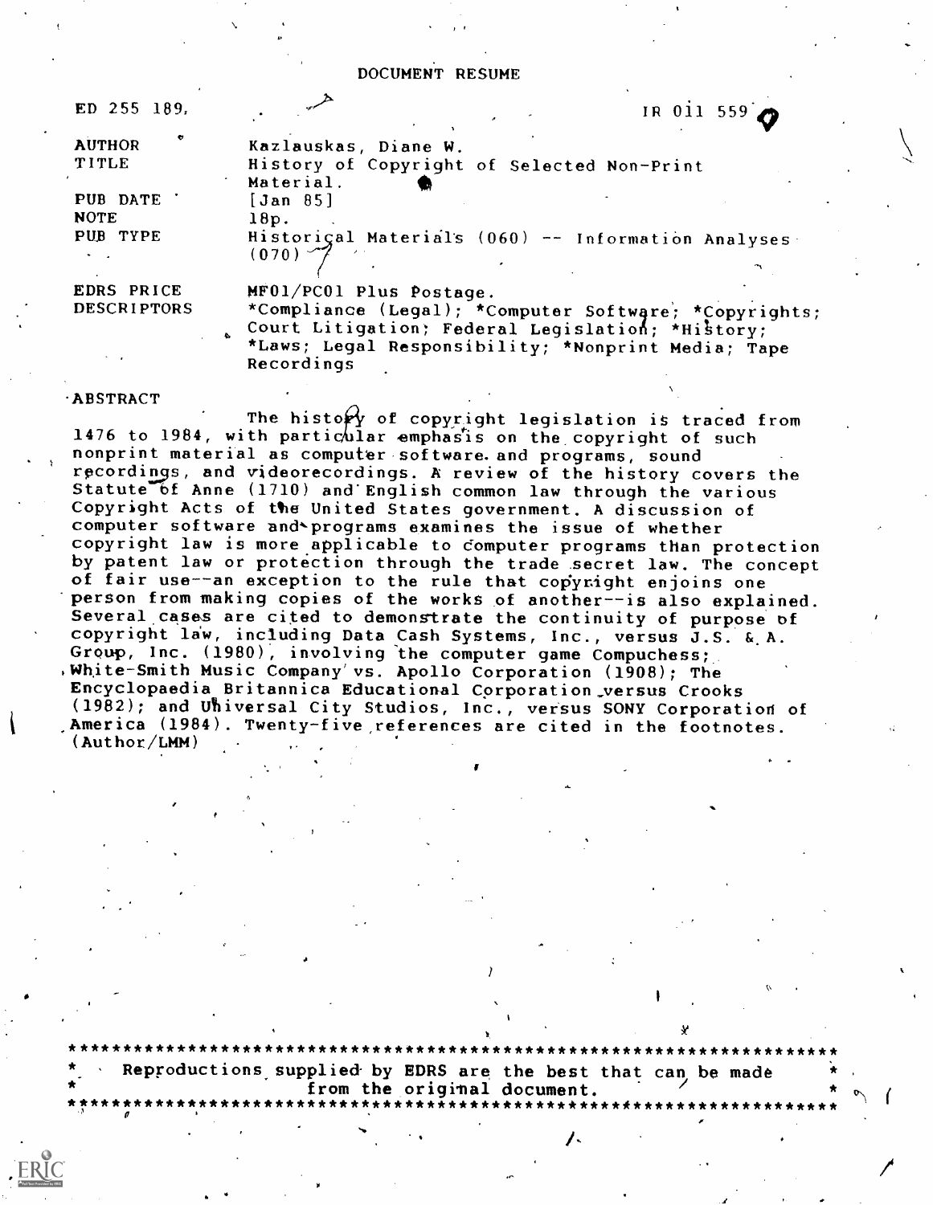# DOCUMENT RESUME

| | |
|---|---|
| ED 255 189 | IR 011 559 |
| AUTHOR | Kazlauskas, Diane W. |
| TITLE | History of Copyright of Selected Non-Print Material. |
| PUB DATE | [Jan 85] |
| NOTE | 18p. |
| PUB TYPE | Historical Materials (060) -- Information Analyses (070) |
| EDRS PRICE | MF01/PC01 Plus Postage. |
| DESCRIPTORS | *Compliance (Legal); *Computer Software; *Copyrights; Court Litigation; Federal Legislation; *History; *Laws; Legal Responsibility; *Nonprint Media; Tape Recordings |

## ABSTRACT

The history of copyright legislation is traced from 1476 to 1984, with particular emphasis on the copyright of such nonprint material as computer software and programs, sound recordings, and videorecordings. A review of the history covers the Statute of Anne (1710) and English common law through the various Copyright Acts of the United States government. A discussion of computer software and programs examines the issue of whether copyright law is more applicable to computer programs than protection by patent law or protection through the trade secret law. The concept of fair use--an exception to the rule that copyright enjoins one person from making copies of the works of another--is also explained. Several cases are cited to demonstrate the continuity of purpose of copyright law, including Data Cash Systems, Inc., versus J.S. & A. Group, Inc. (1980), involving the computer game Compuchess; White-Smith Music Company vs. Apollo Corporation (1908); The Encyclopaedia Britannica Educational Corporation versus Crooks (1982); and Universal City Studios, Inc., versus SONY Corporation of America (1984). Twenty-five references are cited in the footnotes. (Author/LMM)

***********************************************************************
* Reproductions supplied by EDRS are the best that can be made *
* from the original document. *
***********************************************************************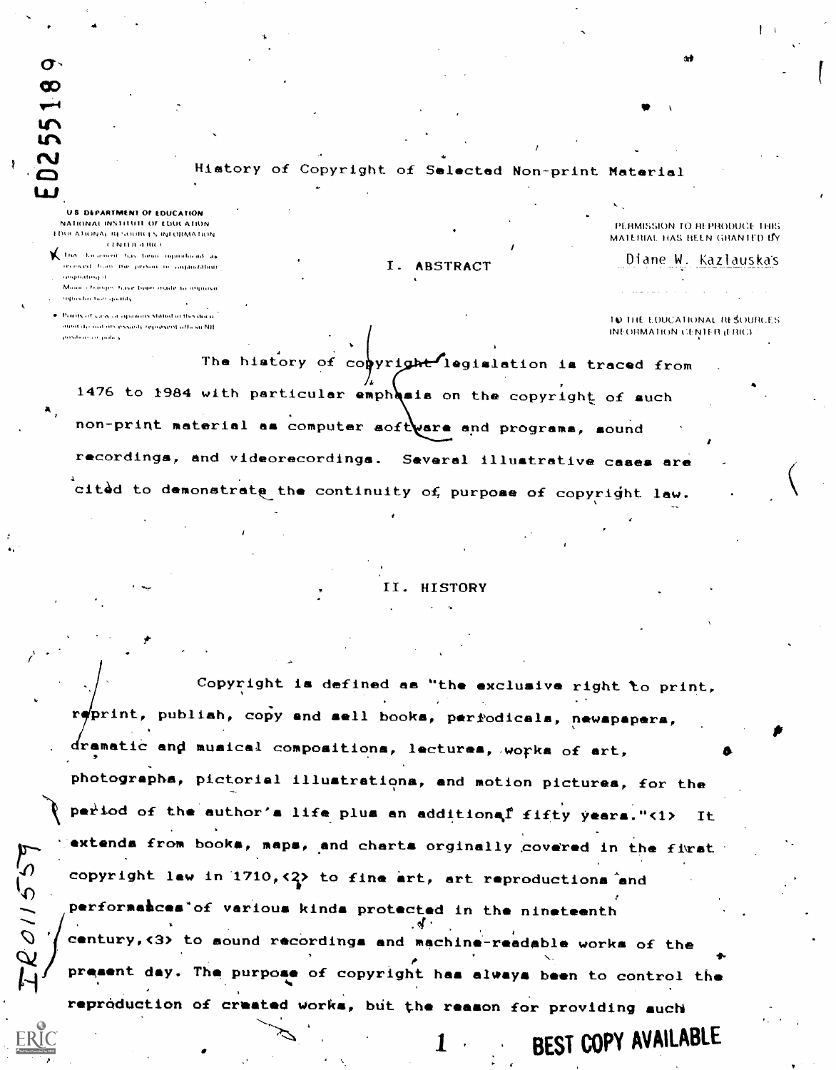# History of Copyright of Selected Non-print Material

## I. ABSTRACT

The history of copyright legislation is traced from 1476 to 1984 with particular emphasis on the copyright of such non-print material as computer software and programs, sound recordings, and videorecordings. Several illustrative cases are cited to demonstrate the continuity of purpose of copyright law.

## II. HISTORY

Copyright is defined as "the exclusive right to print, reprint, publish, copy and sell books, periodicals, newspapers, dramatic and musical compositions, lectures, works of art, photographs, pictorial illustrations, and motion pictures, for the period of the author's life plus an additional fifty years."<1> It extends from books, maps, and charts orginally covered in the first copyright law in 1710,<2> to fine art, art reproductions and performances of various kinds protected in the nineteenth century,<3> to sound recordings and machine-readable works of the present day. The purpose of copyright has always been to control the reproduction of created works, but the reason for providing such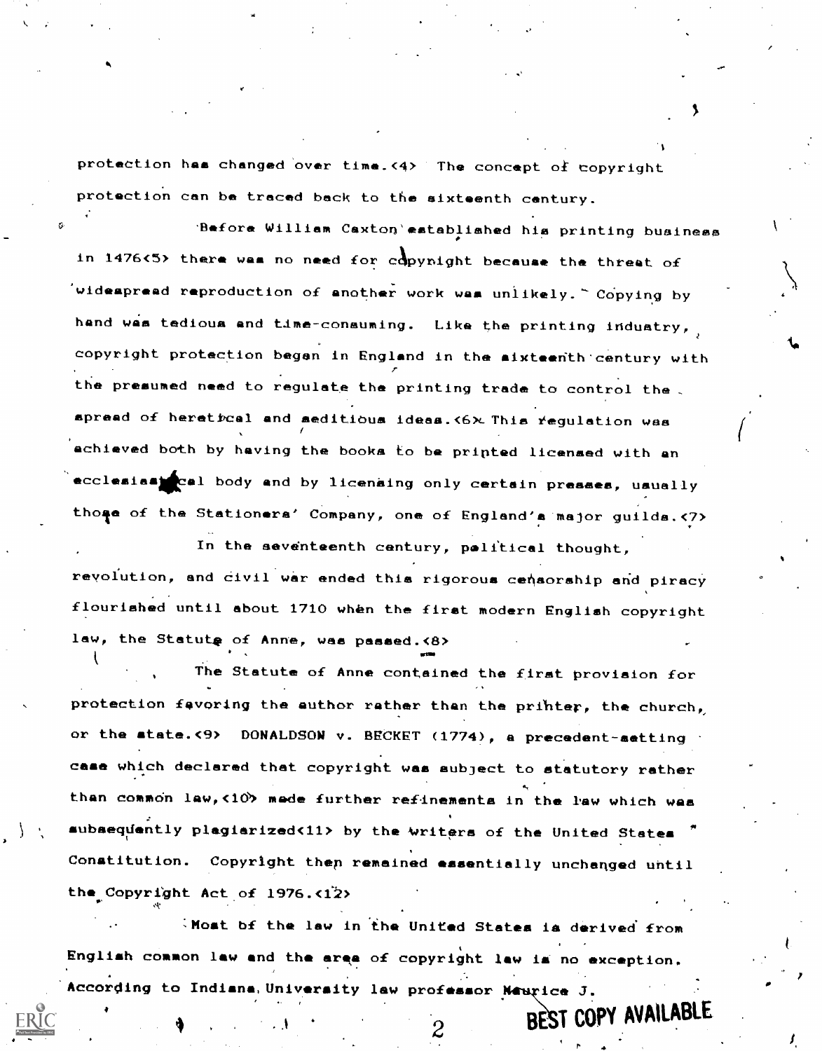protection has changed over time.<4> The concept of copyright protection can be traced back to the sixteenth century.

Before William Caxton established his printing business in 1476<5> there was no need for copyright because the threat of widespread reproduction of another work was unlikely. Copying by hand was tedious and time-consuming. Like the printing industry, copyright protection began in England in the sixteenth century with the presumed need to regulate the printing trade to control the spread of heretical and seditious ideas.<6> This regulation was achieved both by having the books to be printed licensed with an ecclesiastical body and by licensing only certain presses, usually those of the Stationers' Company, one of England's major guilds.<7>

In the seventeenth century, political thought, revolution, and civil war ended this rigorous censorship and piracy flourished until about 1710 when the first modern English copyright law, the Statute of Anne, was passed.<8>

The Statute of Anne contained the first provision for protection favoring the author rather than the printer, the church, or the state.<9> DONALDSON v. BECKET (1774), a precedent-setting case which declared that copyright was subject to statutory rather than common law,<10> made further refinements in the law which was subsequently plagiarized<11> by the writers of the United States Constitution. Copyright then remained essentially unchanged until the Copyright Act of 1976.<12>

Most of the law in the United States is derived from English common law and the area of copyright law is no exception. According to Indiana University law professor Maurice J.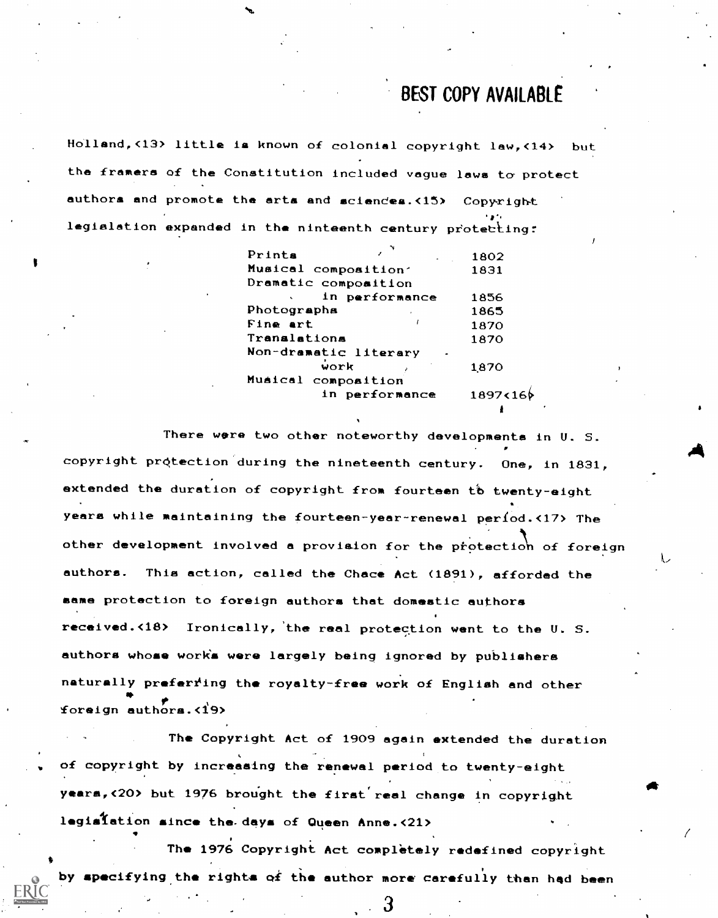Holland,<13> little is known of colonial copyright law,<14> but the framers of the Constitution included vague laws to protect authors and promote the arts and sciences.<15> Copyright legislation expanded in the ninteenth century protecting:

| | |
|---|---|
| Prints | 1802 |
| Musical composition | 1831 |
| Dramatic composition in performance | 1856 |
| Photographs | 1865 |
| Fine art | 1870 |
| Translations | 1870 |
| Non-dramatic literary work | 1870 |
| Musical composition in performance | 1897<16> |

There were two other noteworthy developments in U. S. copyright protection during the nineteenth century. One, in 1831, extended the duration of copyright from fourteen to twenty-eight years while maintaining the fourteen-year-renewal period.<17> The other development involved a provision for the protection of foreign authors. This action, called the Chace Act (1891), afforded the same protection to foreign authors that domestic authors received.<18> Ironically, the real protection went to the U. S. authors whose works were largely being ignored by publishers naturally preferring the royalty-free work of English and other foreign authors.<19>

The Copyright Act of 1909 again extended the duration of copyright by increasing the renewal period to twenty-eight years,<20> but 1976 brought the first real change in copyright legislation since the days of Queen Anne.<21>

The 1976 Copyright Act completely redefined copyright by specifying the rights of the author more carefully than had been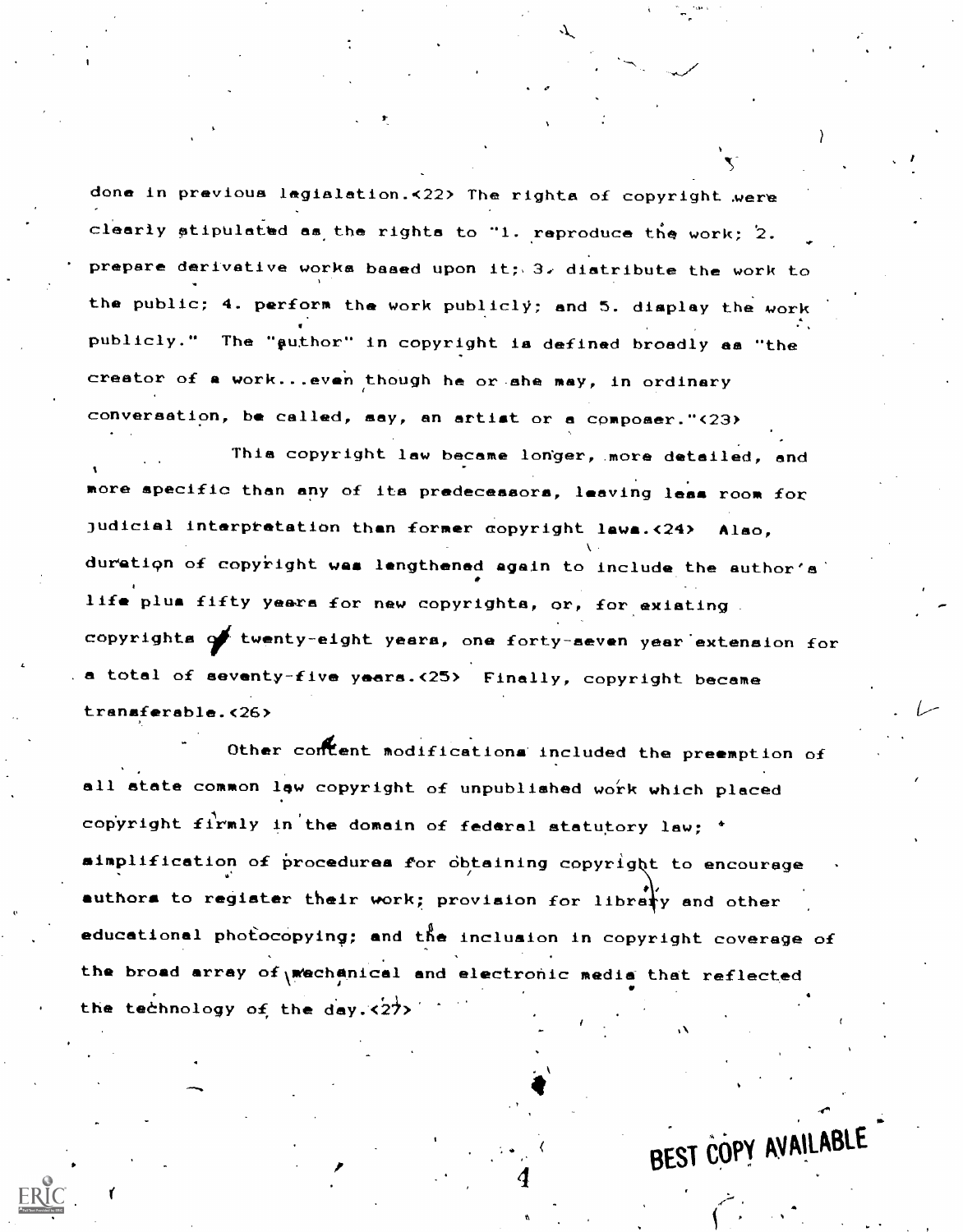done in previous legislation.<22> The rights of copyright were clearly stipulated as the rights to "1. reproduce the work; 2. prepare derivative works based upon it; 3. distribute the work to the public; 4. perform the work publicly; and 5. display the work publicly." The "author" in copyright is defined broadly as "the creator of a work...even though he or she may, in ordinary conversation, be called, say, an artist or a composer."<23>

This copyright law became longer, more detailed, and more specific than any of its predecessors, leaving less room for judicial interpretation than former copyright laws.<24> Also, duration of copyright was lengthened again to include the author's life plus fifty years for new copyrights, or, for existing copyrights of twenty-eight years, one forty-seven year extension for a total of seventy-five years.<25> Finally, copyright became transferable.<26>

Other content modifications included the preemption of all state common law copyright of unpublished work which placed copyright firmly in the domain of federal statutory law; simplification of procedures for obtaining copyright to encourage authors to register their work; provision for library and other educational photocopying; and the inclusion in copyright coverage of the broad array of mechanical and electronic media that reflected the technology of the day.<27>

BEST COPY AVAILABLE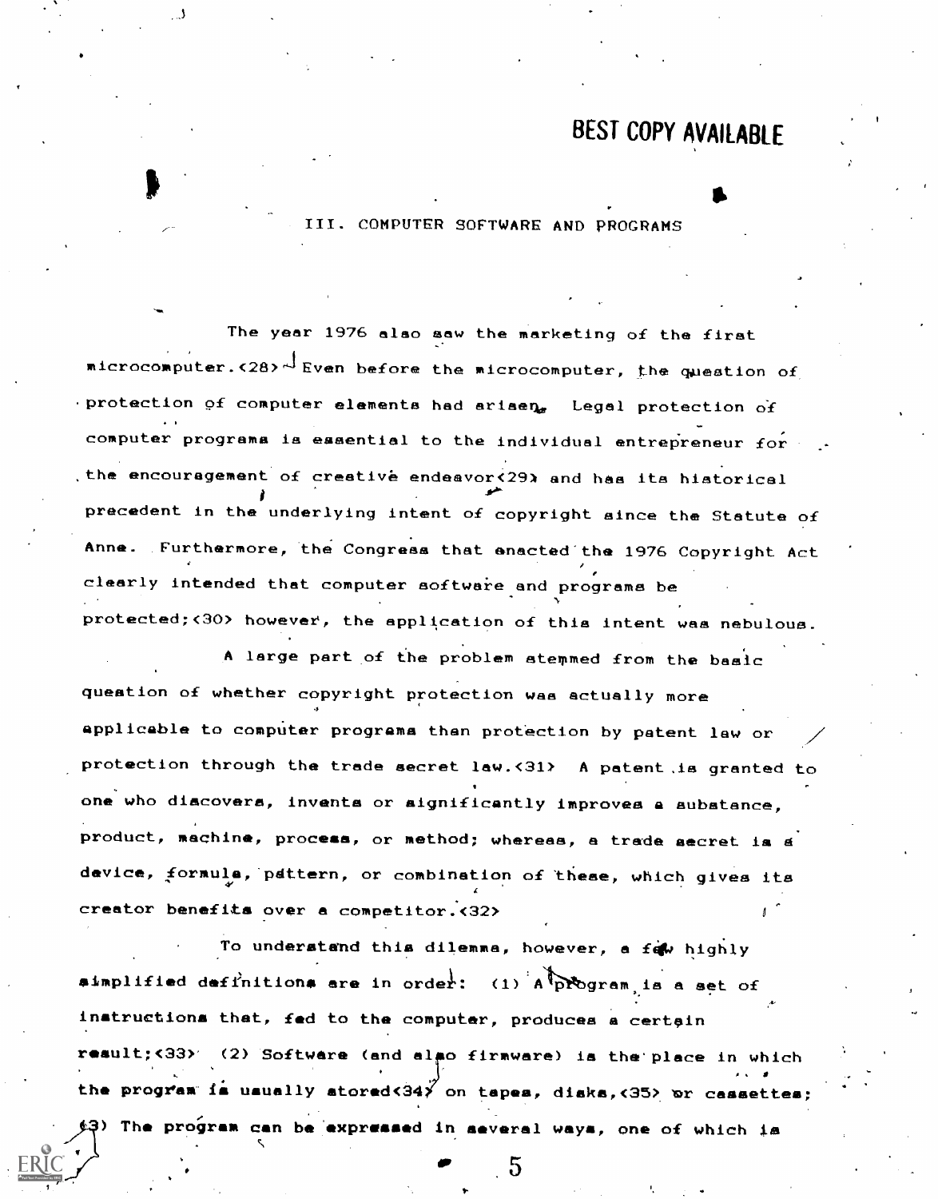## III. COMPUTER SOFTWARE AND PROGRAMS

The year 1976 also saw the marketing of the first microcomputer.<28> Even before the microcomputer, the question of protection of computer elements had arisen. Legal protection of computer programs is essential to the individual entrepreneur for the encouragement of creative endeavor<29> and has its historical precedent in the underlying intent of copyright since the Statute of Anne. Furthermore, the Congress that enacted the 1976 Copyright Act clearly intended that computer software and programs be protected;<30> however, the application of this intent was nebulous.

A large part of the problem stemmed from the basic question of whether copyright protection was actually more applicable to computer programs than protection by patent law or protection through the trade secret law.<31> A patent is granted to one who discovers, invents or significantly improves a substance, product, machine, process, or method; whereas, a trade secret is a device, formula, pattern, or combination of these, which gives its creator benefits over a competitor.<32>

To understand this dilemma, however, a few highly simplified definitions are in order: (1) A program is a set of instructions that, fed to the computer, produces a certain result;<33> (2) Software (and also firmware) is the place in which the program is usually stored<34> on tapes, disks,<35> or cassettes; (3) The program can be expressed in several ways, one of which is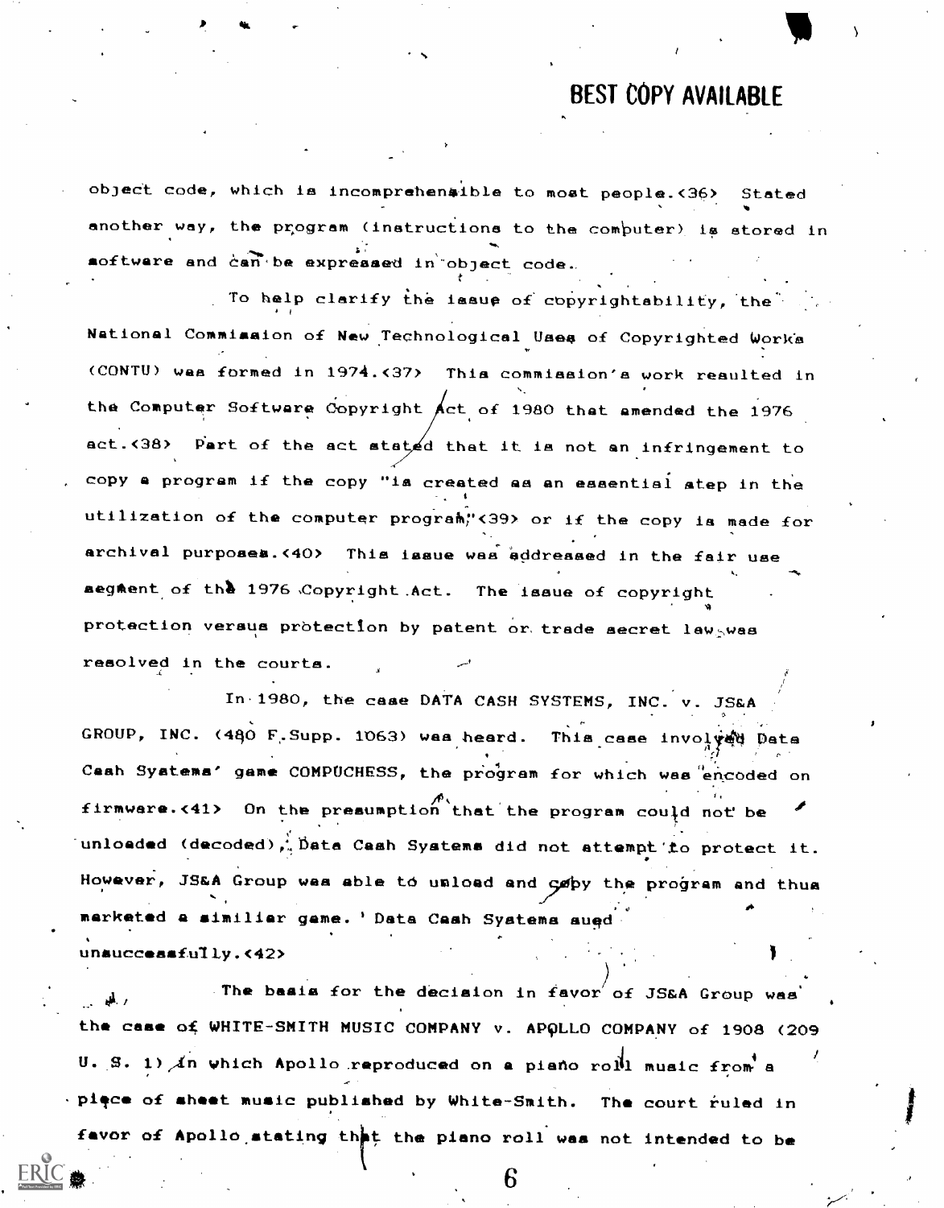object code, which is incomprehensible to most people.<36> Stated another way, the program (instructions to the computer) is stored in software and can be expressed in object code.

To help clarify the issue of copyrightability, the National Commission of New Technological Uses of Copyrighted Works (CONTU) was formed in 1974.<37> This commission's work resulted in the Computer Software Copyright Act of 1980 that amended the 1976 act.<38> Part of the act stated that it is not an infringement to copy a program if the copy "is created as an essential step in the utilization of the computer program"<39> or if the copy is made for archival purposes.<40> This issue was addressed in the fair use segment of the 1976 Copyright Act. The issue of copyright protection versus protection by patent or trade secret law was resolved in the courts.

In 1980, the case DATA CASH SYSTEMS, INC. v. JS&A GROUP, INC. (480 F.Supp. 1063) was heard. This case involved Data Cash Systems' game COMPUCHESS, the program for which was encoded on firmware.<41> On the presumption that the program could not be unloaded (decoded), Data Cash Systems did not attempt to protect it. However, JS&A Group was able to unload and copy the program and thus marketed a similiar game. Data Cash Systems sued unsuccessfully.<42>

The basis for the decision in favor of JS&A Group was the case of WHITE-SMITH MUSIC COMPANY v. APOLLO COMPANY of 1908 (209 U. S. 1) in which Apollo reproduced on a piano roll music from a piece of sheet music published by White-Smith. The court ruled in favor of Apollo stating that the piano roll was not intended to be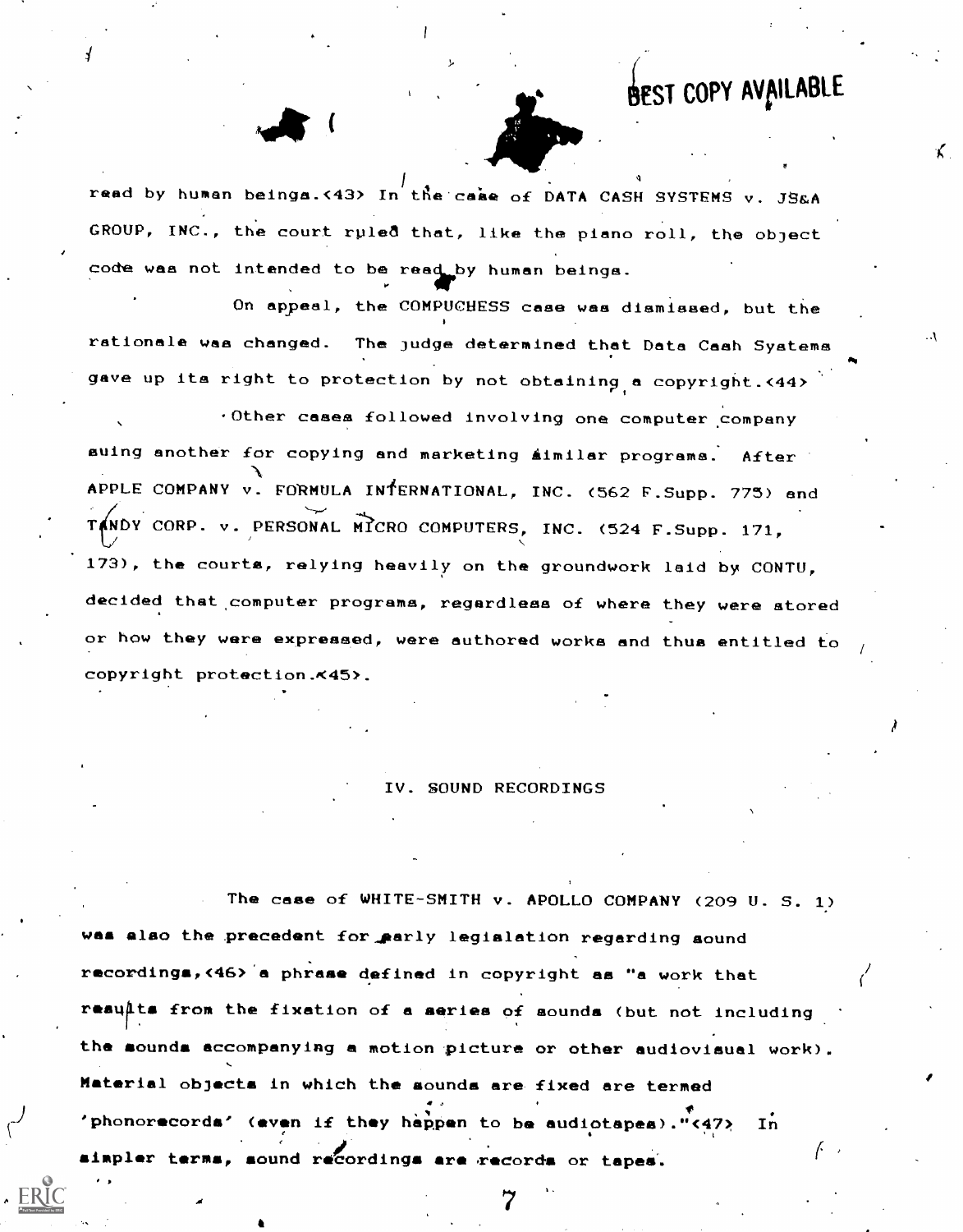read by human beings.<43> In the case of DATA CASH SYSTEMS v. JS&A GROUP, INC., the court ruled that, like the piano roll, the object code was not intended to be read by human beings.

On appeal, the COMPUCHESS case was dismissed, but the rationale was changed. The judge determined that Data Cash Systems gave up its right to protection by not obtaining a copyright.<44>

Other cases followed involving one computer company suing another for copying and marketing similar programs. After APPLE COMPANY v. FORMULA INTERNATIONAL, INC. (562 F.Supp. 775) and TANDY CORP. v. PERSONAL MICRO COMPUTERS, INC. (524 F.Supp. 171, 173), the courts, relying heavily on the groundwork laid by CONTU, decided that computer programs, regardless of where they were stored or how they were expressed, were authored works and thus entitled to copyright protection.<45>.

## IV. SOUND RECORDINGS

The case of WHITE-SMITH v. APOLLO COMPANY (209 U. S. 1) was also the precedent for early legislation regarding sound recordings,<46> a phrase defined in copyright as "a work that results from the fixation of a series of sounds (but not including the sounds accompanying a motion picture or other audiovisual work). Material objects in which the sounds are fixed are termed 'phonorecords' (even if they happen to be audiotapes)."<47> In simpler terms, sound recordings are records or tapes.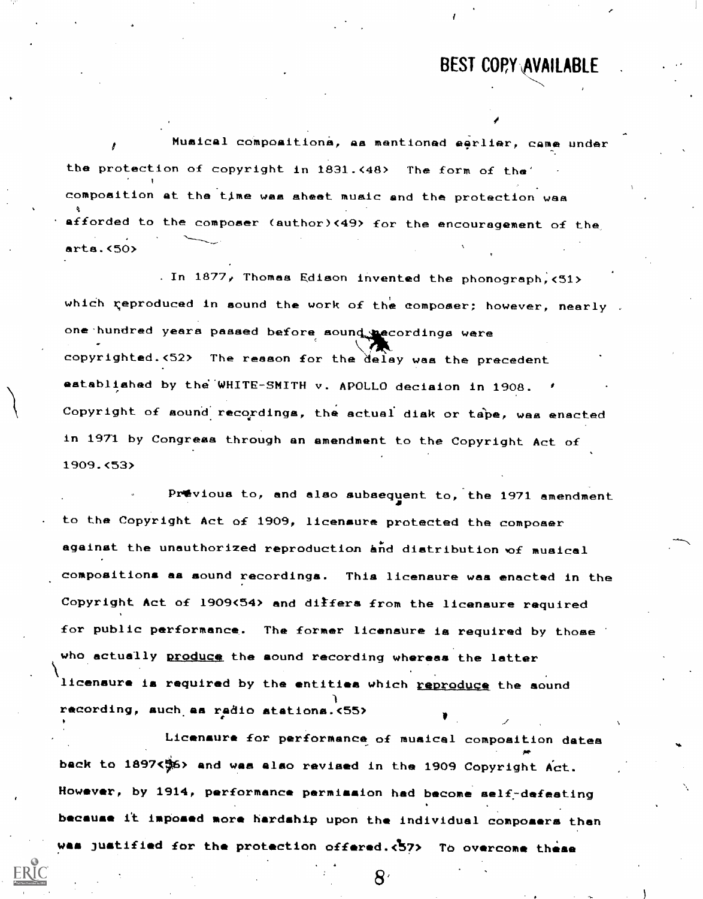Musical compositions, as mentioned earlier, came under the protection of copyright in 1831.<48> The form of the composition at the time was sheet music and the protection was afforded to the composer (author)<49> for the encouragement of the arts.<50>

In 1877, Thomas Edison invented the phonograph,<51> which reproduced in sound the work of the composer; however, nearly one hundred years passed before sound recordings were copyrighted.<52> The reason for the delay was the precedent established by the WHITE-SMITH v. APOLLO decision in 1908. Copyright of sound recordings, the actual disk or tape, was enacted in 1971 by Congress through an amendment to the Copyright Act of 1909.<53>

Previous to, and also subsequent to, the 1971 amendment to the Copyright Act of 1909, licensure protected the composer against the unauthorized reproduction and distribution of musical compositions as sound recordings. This licensure was enacted in the Copyright Act of 1909<54> and differs from the licensure required for public performance. The former licensure is required by those who actually _produce_ the sound recording whereas the latter licensure is required by the entities which _reproduce_ the sound recording, such as radio stations.<55>

Licensure for performance of musical composition dates back to 1897<56> and was also revised in the 1909 Copyright Act. However, by 1914, performance permission had become self-defeating because it imposed more hardship upon the individual composers than was justified for the protection offered.<57> To overcome these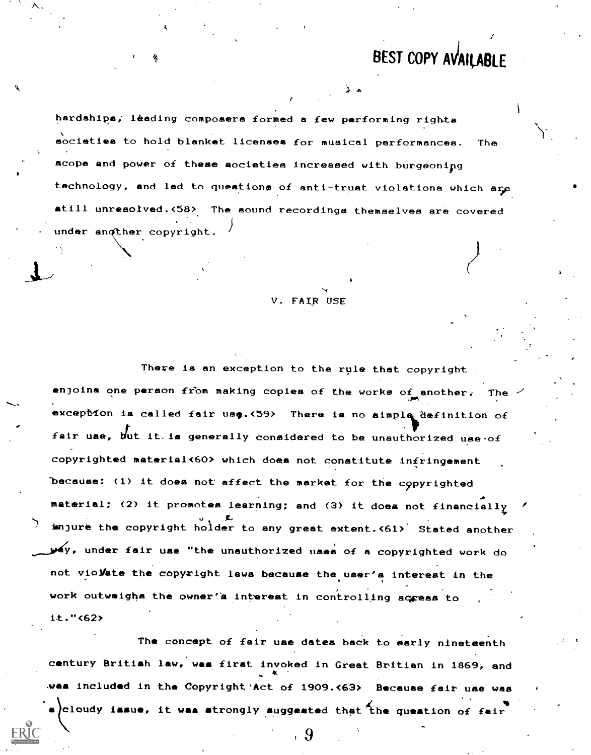hardships, leading composers formed a few performing rights societies to hold blanket licenses for musical performances. The scope and power of these societies increased with burgeoning technology, and led to questions of anti-trust violations which are still unresolved.<58> The sound recordings themselves are covered under another copyright.

## V. FAIR USE

There is an exception to the rule that copyright enjoins one person from making copies of the works of another. The exception is called fair use.<59> There is no simple definition of fair use, but it is generally considered to be unauthorized use of copyrighted material<60> which does not constitute infringement because: (1) it does not affect the market for the copyrighted material; (2) it promotes learning; and (3) it does not financially injure the copyright holder to any great extent.<61> Stated another way, under fair use "the unauthorized uses of a copyrighted work do not violate the copyright laws because the user's interest in the work outweighs the owner's interest in controlling access to it."<62>

The concept of fair use dates back to early nineteenth century British law, was first invoked in Great Britian in 1869, and was included in the Copyright Act of 1909.<63> Because fair use was a cloudy issue, it was strongly suggested that the question of fair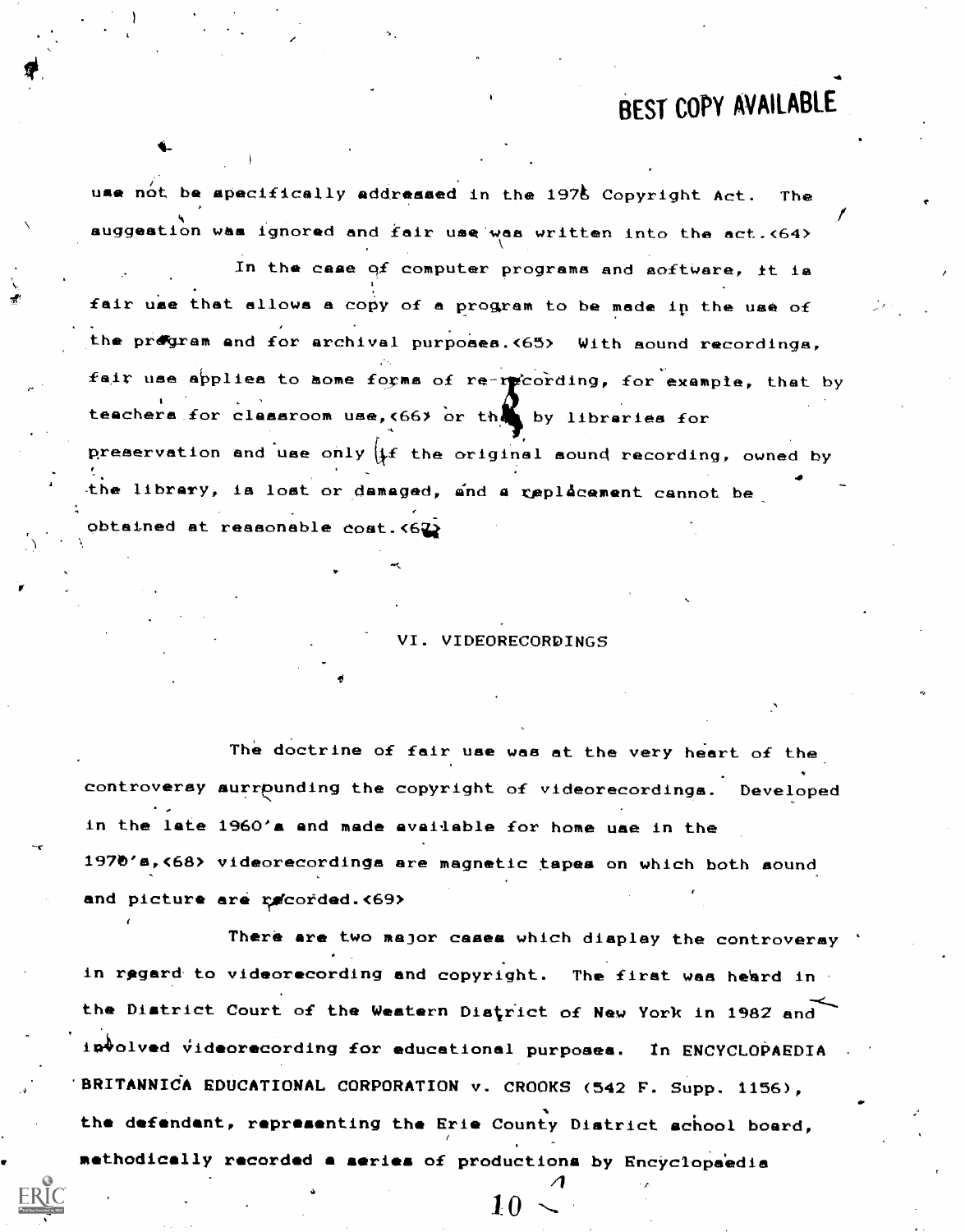use not be specifically addressed in the 1976 Copyright Act. The suggestion was ignored and fair use was written into the act.<64>

In the case of computer programs and software, it is fair use that allows a copy of a program to be made in the use of the program and for archival purposes.<65> With sound recordings, fair use applies to some forms of re-recording, for example, that by teachers for classroom use,<66> or that by libraries for preservation and use only if the original sound recording, owned by the library, is lost or damaged, and a replacement cannot be obtained at reasonable cost.<67>

## VI. VIDEORECORDINGS

The doctrine of fair use was at the very heart of the controversy surrounding the copyright of videorecordings. Developed in the late 1960's and made available for home use in the 1970's,<68> videorecordings are magnetic tapes on which both sound and picture are recorded.<69>

There are two major cases which display the controversy in regard to videorecording and copyright. The first was heard in the District Court of the Western District of New York in 1982 and involved videorecording for educational purposes. In ENCYCLOPAEDIA BRITANNICA EDUCATIONAL CORPORATION v. CROOKS (542 F. Supp. 1156), the defendant, representing the Erie County District school board, methodically recorded a series of productions by Encyclopaedia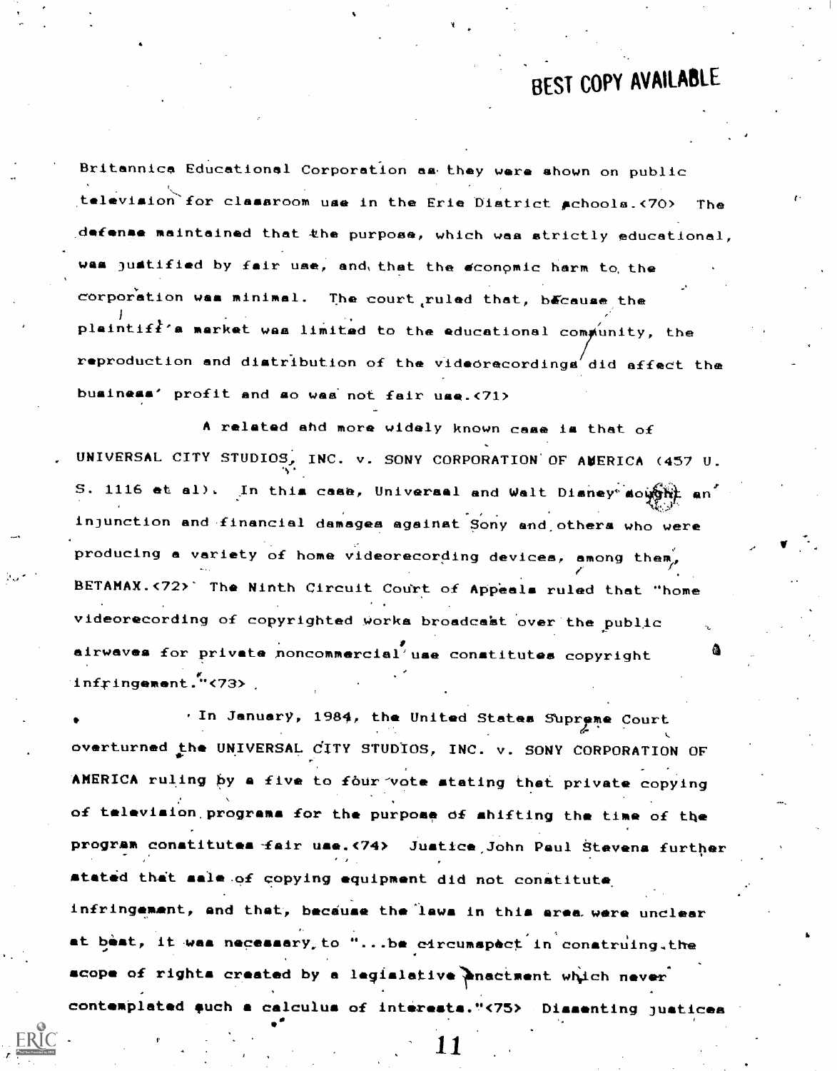Britannica Educational Corporation as they were shown on public television for classroom use in the Erie District schools.<70> The defense maintained that the purpose, which was strictly educational, was justified by fair use, and that the economic harm to the corporation was minimal. The court ruled that, because the plaintiff's market was limited to the educational community, the reproduction and distribution of the videorecordings did affect the business' profit and so was not fair use.<71>

A related and more widely known case is that of UNIVERSAL CITY STUDIOS, INC. v. SONY CORPORATION OF AMERICA (457 U. S. 1116 et al). In this case, Universal and Walt Disney sought an injunction and financial damages against Sony and others who were producing a variety of home videorecording devices, among them, BETAMAX.<72> The Ninth Circuit Court of Appeals ruled that "home videorecording of copyrighted works broadcast over the public airwaves for private noncommercial use constitutes copyright infringement."<73>

In January, 1984, the United States Supreme Court overturned the UNIVERSAL CITY STUDIOS, INC. v. SONY CORPORATION OF AMERICA ruling by a five to four vote stating that private copying of television programs for the purpose of shifting the time of the program constitutes fair use.<74> Justice John Paul Stevens further stated that sale of copying equipment did not constitute infringement, and that, because the laws in this area were unclear at best, it was necessary to "...be circumspect in construing the scope of rights created by a legislative enactment which never contemplated such a calculus of interests."<75> Dissenting justices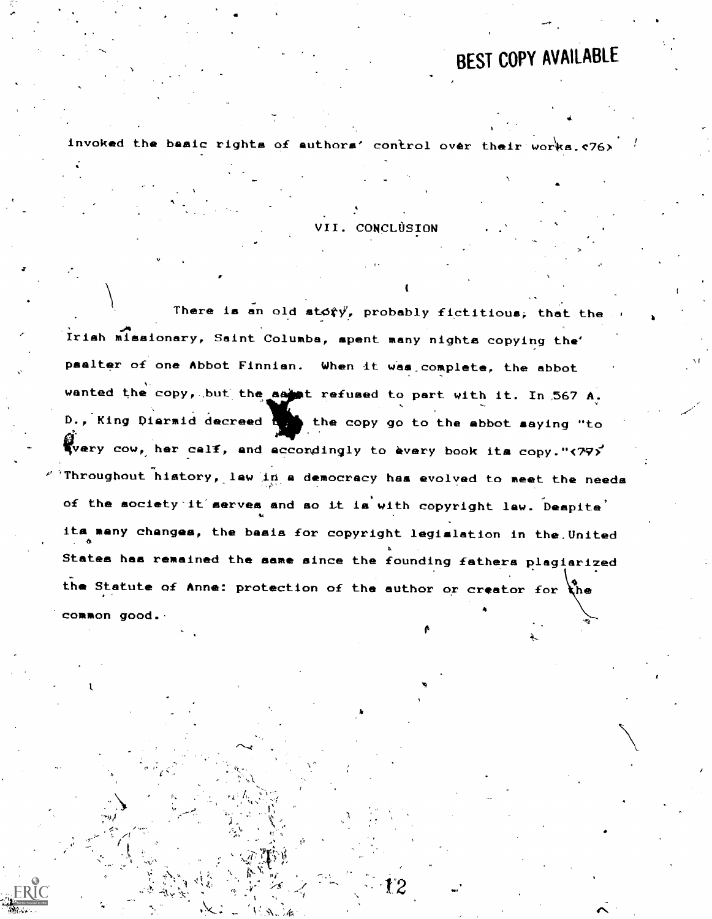invoked the basic rights of authors' control over their works.<76>

## VII. CONCLUSION

There is an old story, probably fictitious, that the Irish missionary, Saint Columba, spent many nights copying the psalter of one Abbot Finnian. When it was complete, the abbot wanted the copy, but the saint refused to part with it. In 567 A. D., King Diarmid decreed that the copy go to the abbot saying "to every cow, her calf, and accordingly to every book its copy."<77> Throughout history, law in a democracy has evolved to meet the needs of the society it serves and so it is with copyright law. Despite its many changes, the basis for copyright legislation in the United States has remained the same since the founding fathers plagiarized the Statute of Anne: protection of the author or creator for the common good.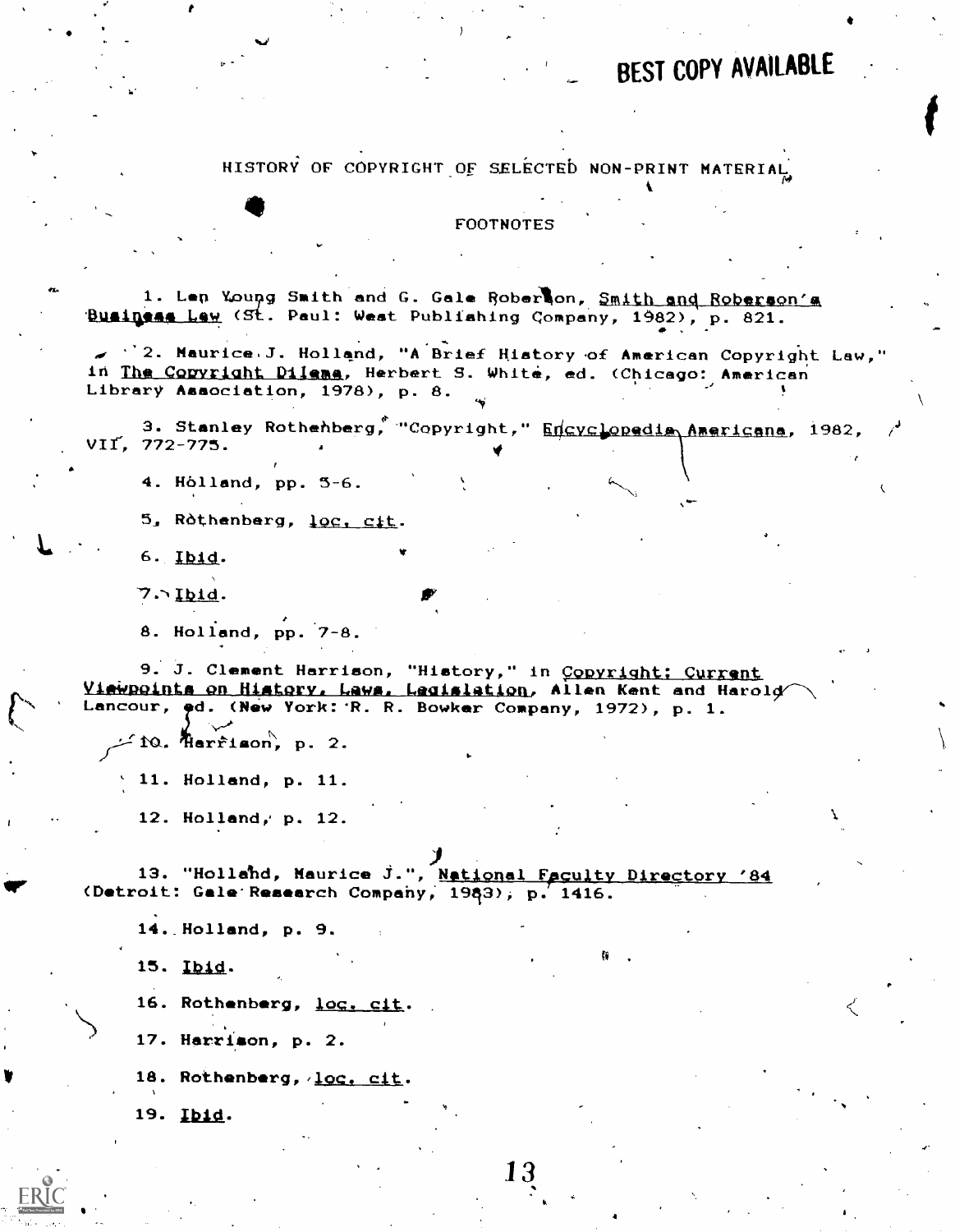BEST COPY AVAILABLE

HISTORY OF COPYRIGHT OF SELECTED NON-PRINT MATERIAL

FOOTNOTES

1. Len Young Smith and G. Gale Roberson, Smith and Roberson's Business Law (St. Paul: West Publishing Company, 1982), p. 821.

2. Maurice J. Holland, "A Brief History of American Copyright Law," in The Copyright Dilema, Herbert S. White, ed. (Chicago: American Library Association, 1978), p. 8.

3. Stanley Rothenberg, "Copyright," Encyclopedia Americana, 1982, VII, 772-775.

4. Holland, pp. 5-6.

5. Rothenberg, loc. cit.

6. Ibid.

7. Ibid.

8. Holland, pp. 7-8.

9. J. Clement Harrison, "History," in Copyright: Current Viewpoints on History, Laws, Legislation, Allen Kent and Harold Lancour, ed. (New York: R. R. Bowker Company, 1972), p. 1.

10. Harrison, p. 2.

11. Holland, p. 11.

12. Holland, p. 12.

13. "Holland, Maurice J.", National Faculty Directory '84 (Detroit: Gale Research Company, 1983), p. 1416.

14. Holland, p. 9.

15. Ibid.

16. Rothenberg, loc. cit.

17. Harrison, p. 2.

18. Rothenberg, loc. cit.

19. Ibid.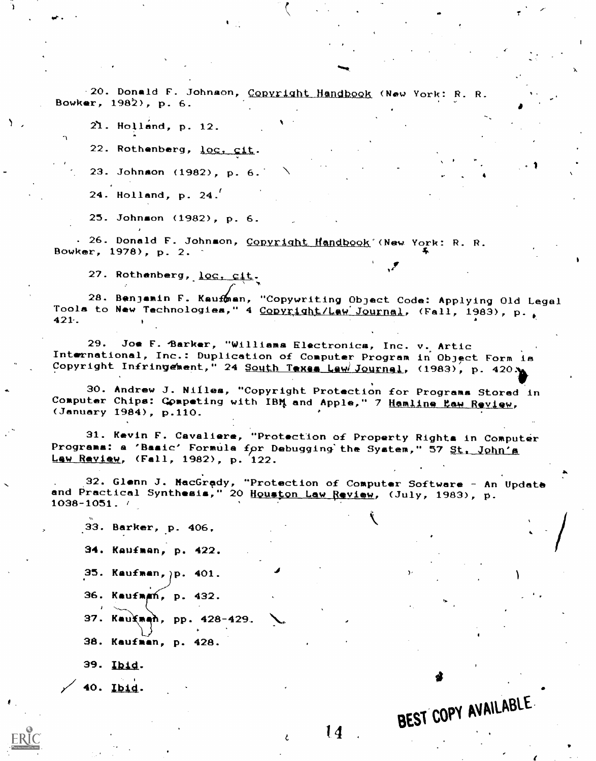20. Donald F. Johnson, Copyright Handbook (New York: R. R. Bowker, 1982), p. 6.

21. Holland, p. 12.

22. Rothenberg, loc. cit.

23. Johnson (1982), p. 6.

24. Holland, p. 24.

25. Johnson (1982), p. 6.

26. Donald F. Johnson, Copyright Handbook (New York: R. R. Bowker, 1978), p. 2.

27. Rothenberg, loc. cit.

28. Benjamin F. Kaufman, "Copywriting Object Code: Applying Old Legal Tools to New Technologies," 4 Copyright/Law Journal, (Fall, 1983), p. 421.

29. Joe F. Barker, "Williams Electronics, Inc. v. Artic International, Inc.: Duplication of Computer Program in Object Form is Copyright Infringement," 24 South Texas Law Journal, (1983), p. 420.

30. Andrew J. Nilles, "Copyright Protection for Programs Stored in Computer Chips: Competing with IBM and Apple," 7 Hamline Law Review, (January 1984), p.110.

31. Kevin F. Cavaliere, "Protection of Property Rights in Computer Programs: a 'Basic' Formula for Debugging the System," 57 St. John's Law Review, (Fall, 1982), p. 122.

32. Glenn J. MacGrady, "Protection of Computer Software - An Update and Practical Synthesis," 20 Houston Law Review, (July, 1983), p. 1038-1051.

33. Barker, p. 406.

34. Kaufman, p. 422.

35. Kaufman, p. 401.

36. Kaufman, p. 432.

37. Kaufman, pp. 428-429.

38. Kaufman, p. 428.

39. Ibid.

40. Ibid.

BEST COPY AVAILABLE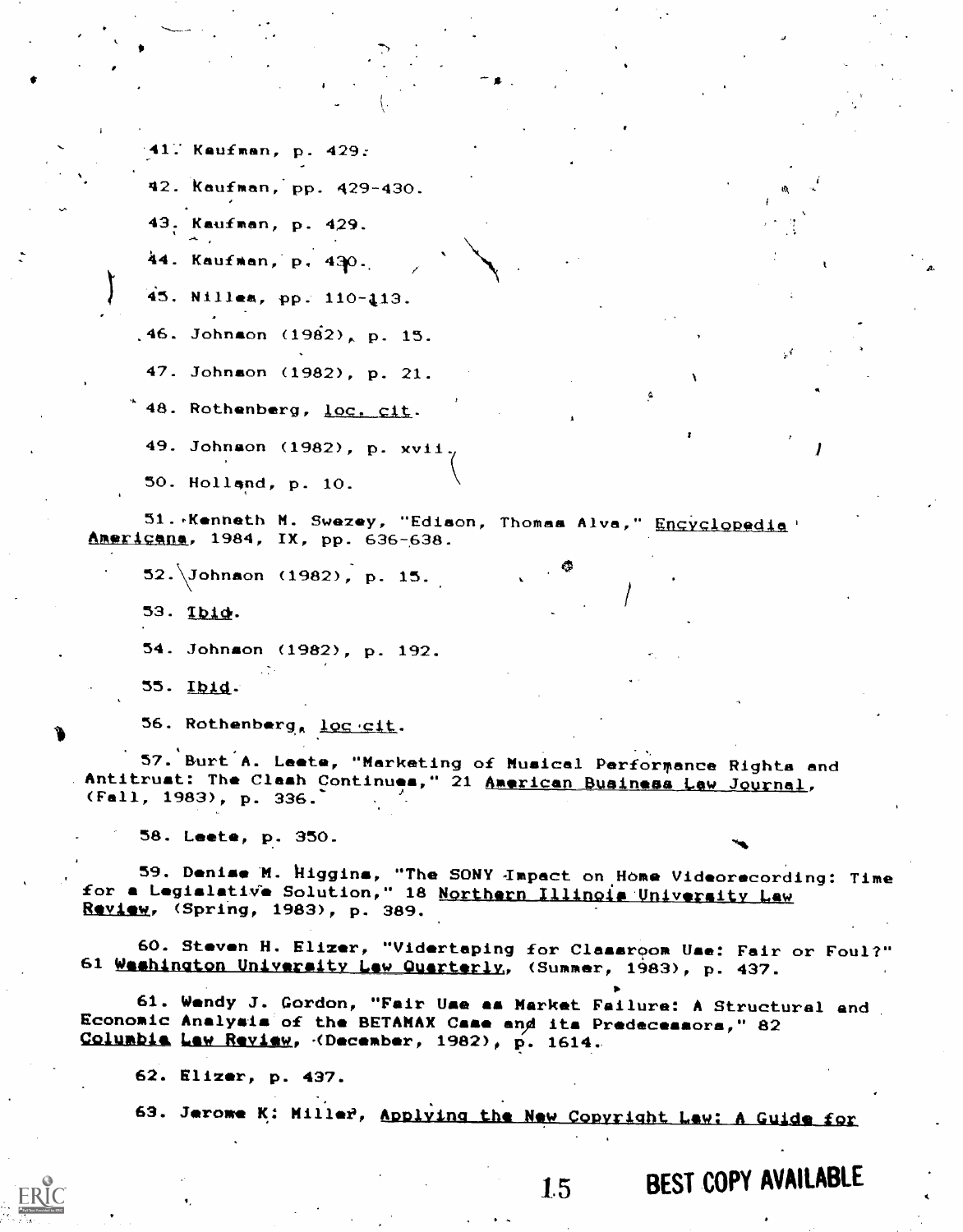41. Kaufman, p. 429.

42. Kaufman, pp. 429-430.

43. Kaufman, p. 429.

44. Kaufman, p. 430.

45. Nillea, pp. 110-113.

46. Johnson (1982), p. 15.

47. Johnson (1982), p. 21.

48. Rothenberg, loc. cit.

49. Johnson (1982), p. xvii.

50. Holland, p. 10.

51. Kenneth M. Swezey, "Edison, Thomas Alva," Encyclopedia Americana, 1984, IX, pp. 636-638.

52. Johnson (1982), p. 15.

53. Ibid.

54. Johnson (1982), p. 192.

55. Ibid.

56. Rothenberg, loc cit.

57. Burt A. Leete, "Marketing of Musical Performance Rights and Antitrust: The Clash Continues," 21 American Business Law Journal, (Fall, 1983), p. 336.

58. Leete, p. 350.

59. Denise M. Higgins, "The SONY Impact on Home Videorecording: Time for a Legislative Solution," 18 Northern Illinois University Law Review, (Spring, 1983), p. 389.

60. Steven H. Elizer, "Vidertaping for Classroom Use: Fair or Foul?" 61 Washington University Law Quarterly, (Summer, 1983), p. 437.

61. Wendy J. Gordon, "Fair Use as Market Failure: A Structural and Economic Analysis of the BETAMAX Case and its Predecessors," 82 Columbia Law Review, (December, 1982), p. 1614.

62. Elizer, p. 437.

63. Jerome K. Miller, Applying the New Copyright Law: A Guide for

BEST COPY AVAILABLE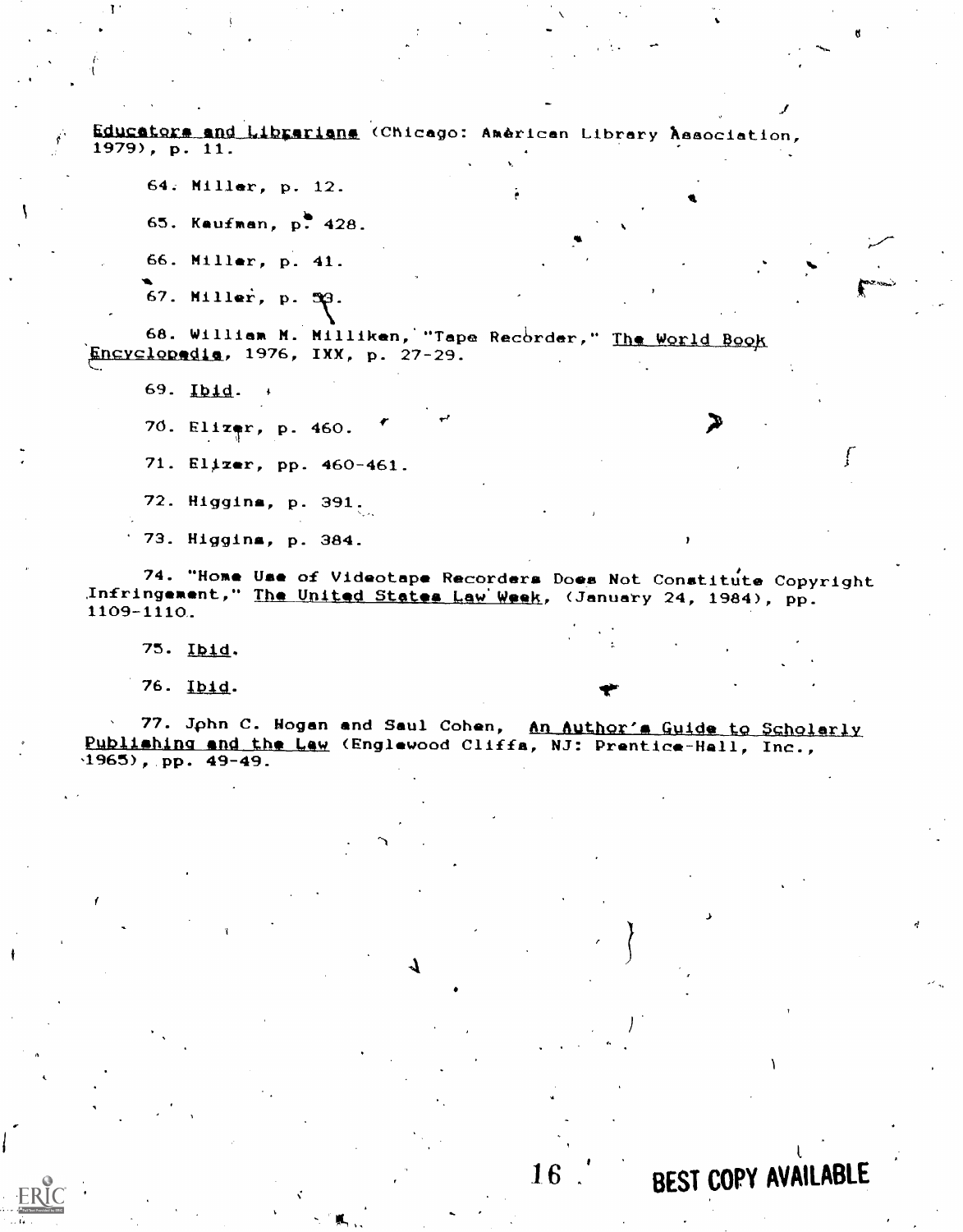Educators and Librarians (Chicago: American Library Association, 1979), p. 11.

64. Miller, p. 12.

65. Kaufman, p. 428.

66. Miller, p. 41.

67. Miller, p. 53.

68. William M. Milliken, "Tape Recorder," The World Book Encyclopedia, 1976, IXX, p. 27-29.

69. Ibid.

70. Elizer, p. 460.

71. Elizer, pp. 460-461.

72. Higgins, p. 391.

73. Higgins, p. 384.

74. "Home Use of Videotape Recorders Does Not Constitute Copyright Infringement," The United States Law Week, (January 24, 1984), pp. 1109-1110.

75. Ibid.

76. Ibid.

77. John C. Hogan and Saul Cohen, An Author's Guide to Scholarly Publishing and the Law (Englewood Cliffs, NJ: Prentice-Hall, Inc., 1965), pp. 49-49.

BEST COPY AVAILABLE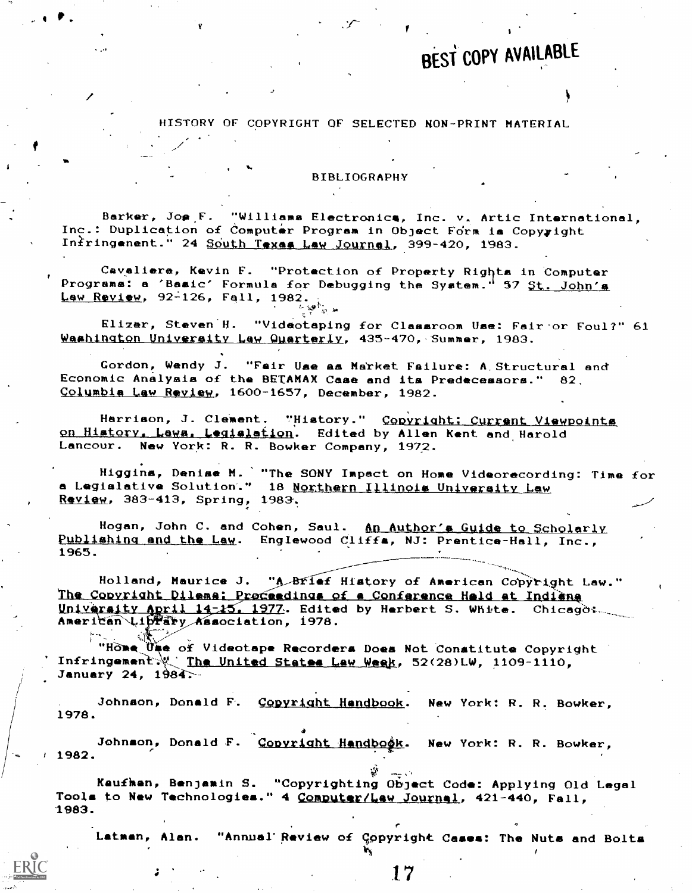BEST COPY AVAILABLE

HISTORY OF COPYRIGHT OF SELECTED NON-PRINT MATERIAL

BIBLIOGRAPHY

Barker, Joe F. "Williams Electronics, Inc. v. Artic International, Inc.: Duplication of Computer Program in Object Form is Copyright Infringement." 24 South Texas Law Journal, 399-420, 1983.

Cavaliere, Kevin F. "Protection of Property Rights in Computer Programs: a 'Basic' Formula for Debugging the System." 57 St. John's Law Review, 92-126, Fall, 1982.

Elizar, Steven H. "Videotaping for Classroom Use: Fair or Foul?" 61 Washington University Law Quarterly, 435-470, Summer, 1983.

Gordon, Wendy J. "Fair Use as Market Failure: A Structural and Economic Analysis of the BETAMAX Case and its Predecessors." 82 Columbia Law Review, 1600-1657, December, 1982.

Harrison, J. Clement. "History." Copyright: Current Viewpoints on History, Laws, Legislation. Edited by Allen Kent and Harold Lancour. New York: R. R. Bowker Company, 1972.

Higgins, Denise M. "The SONY Impact on Home Videorecording: Time for a Legislative Solution." 18 Northern Illinois University Law Review, 383-413, Spring, 1983.

Hogan, John C. and Cohen, Saul. An Author's Guide to Scholarly Publishing and the Law. Englewood Cliffs, NJ: Prentice-Hall, Inc., 1965.

Holland, Maurice J. "A Brief History of American Copyright Law." The Copyright Dilema: Proceedings of a Conference Held at Indiana University April 14-15, 1977. Edited by Herbert S. White. Chicago: American Library Association, 1978.

"Home Use of Videotape Recorders Does Not Constitute Copyright Infringement." The United States Law Week, 52(28)LW, 1109-1110, January 24, 1984.

Johnson, Donald F. Copyright Handbook. New York: R. R. Bowker, 1978.

Johnson, Donald F. Copyright Handbook. New York: R. R. Bowker, 1982.

Kaufman, Benjamin S. "Copyrighting Object Code: Applying Old Legal Tools to New Technologies." 4 Computer/Law Journal, 421-440, Fall, 1983.

Latman, Alan. "Annual Review of Copyright Cases: The Nuts and Bolts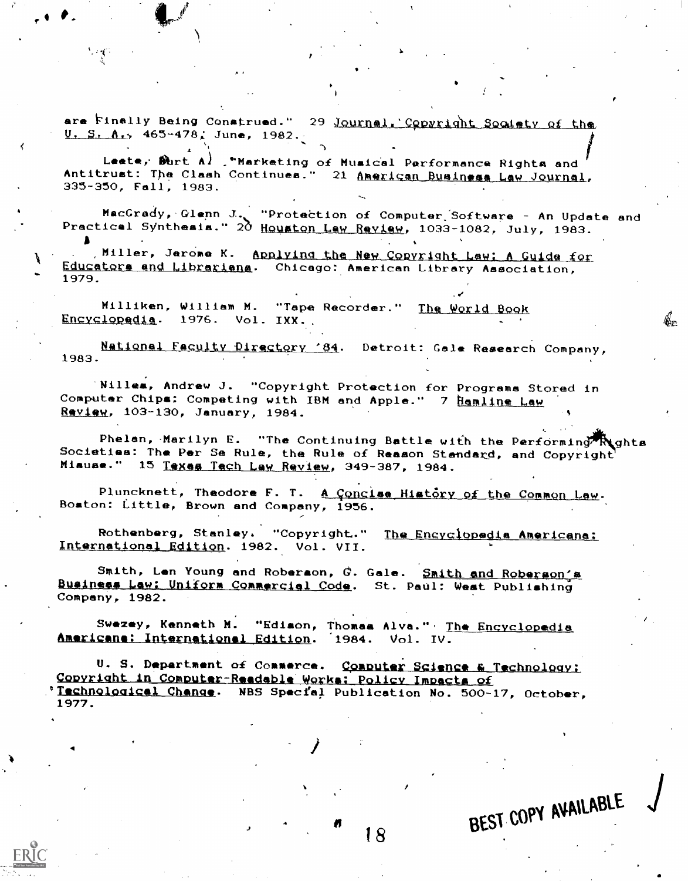are Finally Being Construed." 29 Journal, Copyright Society of the U. S. A., 465-478, June, 1982.

Leete, Burt A. "Marketing of Musical Performance Rights and Antitrust: The Clash Continues." 21 American Business Law Journal, 335-350, Fall, 1983.

MacGrady, Glenn J. "Protection of Computer Software - An Update and Practical Synthesis." 20 Houston Law Review, 1033-1082, July, 1983.

Miller, Jerome K. Applying the New Copyright Law: A Guide for Educators and Librarians. Chicago: American Library Association, 1979.

Milliken, William M. "Tape Recorder." The World Book Encyclopedia. 1976. Vol. IXX.

National Faculty Directory '84. Detroit: Gale Research Company, 1983.

Nilles, Andrew J. "Copyright Protection for Programs Stored in Computer Chips: Competing with IBM and Apple." 7 Hamline Law Review, 103-130, January, 1984.

Phelan, Marilyn E. "The Continuing Battle with the Performing Rights Societies: The Per Se Rule, the Rule of Reason Standard, and Copyright Misuse." 15 Texas Tech Law Review, 349-387, 1984.

Plucknett, Theodore F. T. A Concise History of the Common Law. Boston: Little, Brown and Company, 1956.

Rothenberg, Stanley. "Copyright." The Encyclopedia Americana: International Edition. 1982. Vol. VII.

Smith, Len Young and Roberson, G. Gale. Smith and Roberson's Business Law: Uniform Commercial Code. St. Paul: West Publishing Company, 1982.

Swezey, Kenneth M. "Edison, Thomas Alva." The Encyclopedia Americana: International Edition. 1984. Vol. IV.

U. S. Department of Commerce. Computer Science & Technology: Copyright in Computer-Readable Works: Policy Impacts of Technological Change. NBS Special Publication No. 500-17, October, 1977.

BEST COPY AVAILABLE